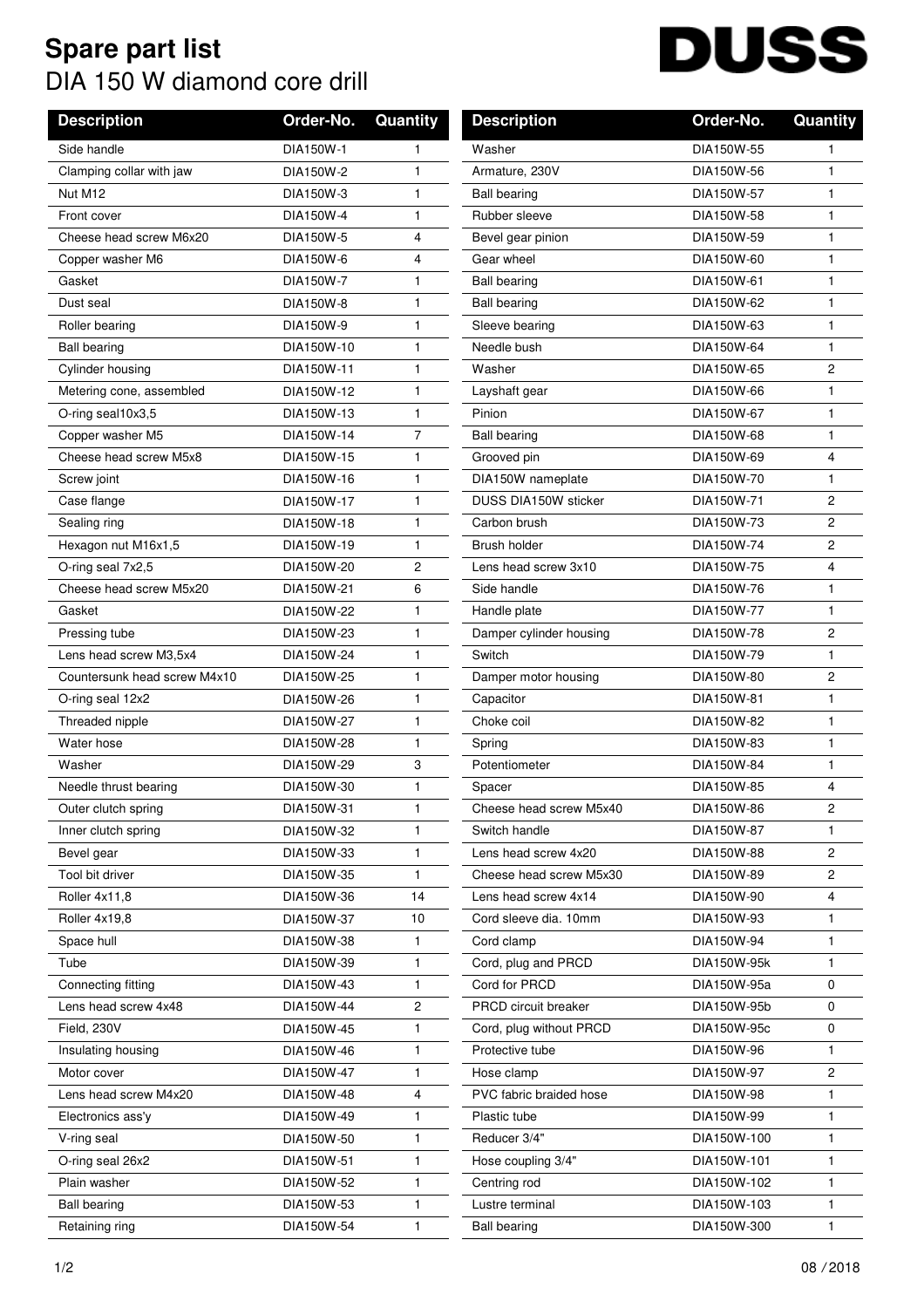# Spare part list

## DIA 150 W diamond core drill

DUSS

| Description | Order-No. | Quantity |
|---|---|---|
| Side handle | DIA150W-1 | 1 |
| Clamping collar with jaw | DIA150W-2 | 1 |
| Nut M12 | DIA150W-3 | 1 |
| Front cover | DIA150W-4 | 1 |
| Cheese head screw M6x20 | DIA150W-5 | 4 |
| Copper washer M6 | DIA150W-6 | 4 |
| Gasket | DIA150W-7 | 1 |
| Dust seal | DIA150W-8 | 1 |
| Roller bearing | DIA150W-9 | 1 |
| Ball bearing | DIA150W-10 | 1 |
| Cylinder housing | DIA150W-11 | 1 |
| Metering cone, assembled | DIA150W-12 | 1 |
| O-ring seal10x3,5 | DIA150W-13 | 1 |
| Copper washer M5 | DIA150W-14 | 7 |
| Cheese head screw M5x8 | DIA150W-15 | 1 |
| Screw joint | DIA150W-16 | 1 |
| Case flange | DIA150W-17 | 1 |
| Sealing ring | DIA150W-18 | 1 |
| Hexagon nut M16x1,5 | DIA150W-19 | 1 |
| O-ring seal 7x2,5 | DIA150W-20 | 2 |
| Cheese head screw M5x20 | DIA150W-21 | 6 |
| Gasket | DIA150W-22 | 1 |
| Pressing tube | DIA150W-23 | 1 |
| Lens head screw M3,5x4 | DIA150W-24 | 1 |
| Countersunk head screw M4x10 | DIA150W-25 | 1 |
| O-ring seal 12x2 | DIA150W-26 | 1 |
| Threaded nipple | DIA150W-27 | 1 |
| Water hose | DIA150W-28 | 1 |
| Washer | DIA150W-29 | 3 |
| Needle thrust bearing | DIA150W-30 | 1 |
| Outer clutch spring | DIA150W-31 | 1 |
| Inner clutch spring | DIA150W-32 | 1 |
| Bevel gear | DIA150W-33 | 1 |
| Tool bit driver | DIA150W-35 | 1 |
| Roller 4x11,8 | DIA150W-36 | 14 |
| Roller 4x19,8 | DIA150W-37 | 10 |
| Space hull | DIA150W-38 | 1 |
| Tube | DIA150W-39 | 1 |
| Connecting fitting | DIA150W-43 | 1 |
| Lens head screw 4x48 | DIA150W-44 | 2 |
| Field, 230V | DIA150W-45 | 1 |
| Insulating housing | DIA150W-46 | 1 |
| Motor cover | DIA150W-47 | 1 |
| Lens head screw M4x20 | DIA150W-48 | 4 |
| Electronics ass'y | DIA150W-49 | 1 |
| V-ring seal | DIA150W-50 | 1 |
| O-ring seal 26x2 | DIA150W-51 | 1 |
| Plain washer | DIA150W-52 | 1 |
| Ball bearing | DIA150W-53 | 1 |
| Retaining ring | DIA150W-54 | 1 |
| Washer | DIA150W-55 | 1 |
| Armature, 230V | DIA150W-56 | 1 |
| Ball bearing | DIA150W-57 | 1 |
| Rubber sleeve | DIA150W-58 | 1 |
| Bevel gear pinion | DIA150W-59 | 1 |
| Gear wheel | DIA150W-60 | 1 |
| Ball bearing | DIA150W-61 | 1 |
| Ball bearing | DIA150W-62 | 1 |
| Sleeve bearing | DIA150W-63 | 1 |
| Needle bush | DIA150W-64 | 1 |
| Washer | DIA150W-65 | 2 |
| Layshaft gear | DIA150W-66 | 1 |
| Pinion | DIA150W-67 | 1 |
| Ball bearing | DIA150W-68 | 1 |
| Grooved pin | DIA150W-69 | 4 |
| DIA150W nameplate | DIA150W-70 | 1 |
| DUSS DIA150W sticker | DIA150W-71 | 2 |
| Carbon brush | DIA150W-73 | 2 |
| Brush holder | DIA150W-74 | 2 |
| Lens head screw 3x10 | DIA150W-75 | 4 |
| Side handle | DIA150W-76 | 1 |
| Handle plate | DIA150W-77 | 1 |
| Damper cylinder housing | DIA150W-78 | 2 |
| Switch | DIA150W-79 | 1 |
| Damper motor housing | DIA150W-80 | 2 |
| Capacitor | DIA150W-81 | 1 |
| Choke coil | DIA150W-82 | 1 |
| Spring | DIA150W-83 | 1 |
| Potentiometer | DIA150W-84 | 1 |
| Spacer | DIA150W-85 | 4 |
| Cheese head screw M5x40 | DIA150W-86 | 2 |
| Switch handle | DIA150W-87 | 1 |
| Lens head screw 4x20 | DIA150W-88 | 2 |
| Cheese head screw M5x30 | DIA150W-89 | 2 |
| Lens head screw 4x14 | DIA150W-90 | 4 |
| Cord sleeve dia. 10mm | DIA150W-93 | 1 |
| Cord clamp | DIA150W-94 | 1 |
| Cord, plug and PRCD | DIA150W-95k | 1 |
| Cord for PRCD | DIA150W-95a | 0 |
| PRCD circuit breaker | DIA150W-95b | 0 |
| Cord, plug without PRCD | DIA150W-95c | 0 |
| Protective tube | DIA150W-96 | 1 |
| Hose clamp | DIA150W-97 | 2 |
| PVC fabric braided hose | DIA150W-98 | 1 |
| Plastic tube | DIA150W-99 | 1 |
| Reducer 3/4" | DIA150W-100 | 1 |
| Hose coupling 3/4" | DIA150W-101 | 1 |
| Centring rod | DIA150W-102 | 1 |
| Lustre terminal | DIA150W-103 | 1 |
| Ball bearing | DIA150W-300 | 1 |

08 / 2018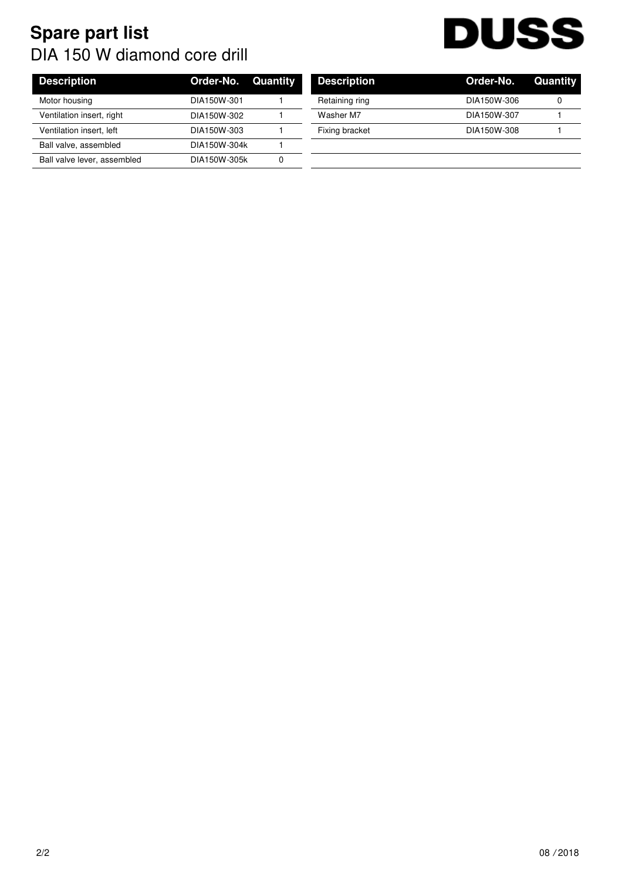# Spare part list

## DIA 150 W diamond core drill

| Description | Order-No. | Quantity |
|---|---|---|
| Motor housing | DIA150W-301 | 1 |
| Ventilation insert, right | DIA150W-302 | 1 |
| Ventilation insert, left | DIA150W-303 | 1 |
| Ball valve, assembled | DIA150W-304k | 1 |
| Ball valve lever, assembled | DIA150W-305k | 0 |
| Retaining ring | DIA150W-306 | 0 |
| Washer M7 | DIA150W-307 | 1 |
| Fixing bracket | DIA150W-308 | 1 |

08 / 2018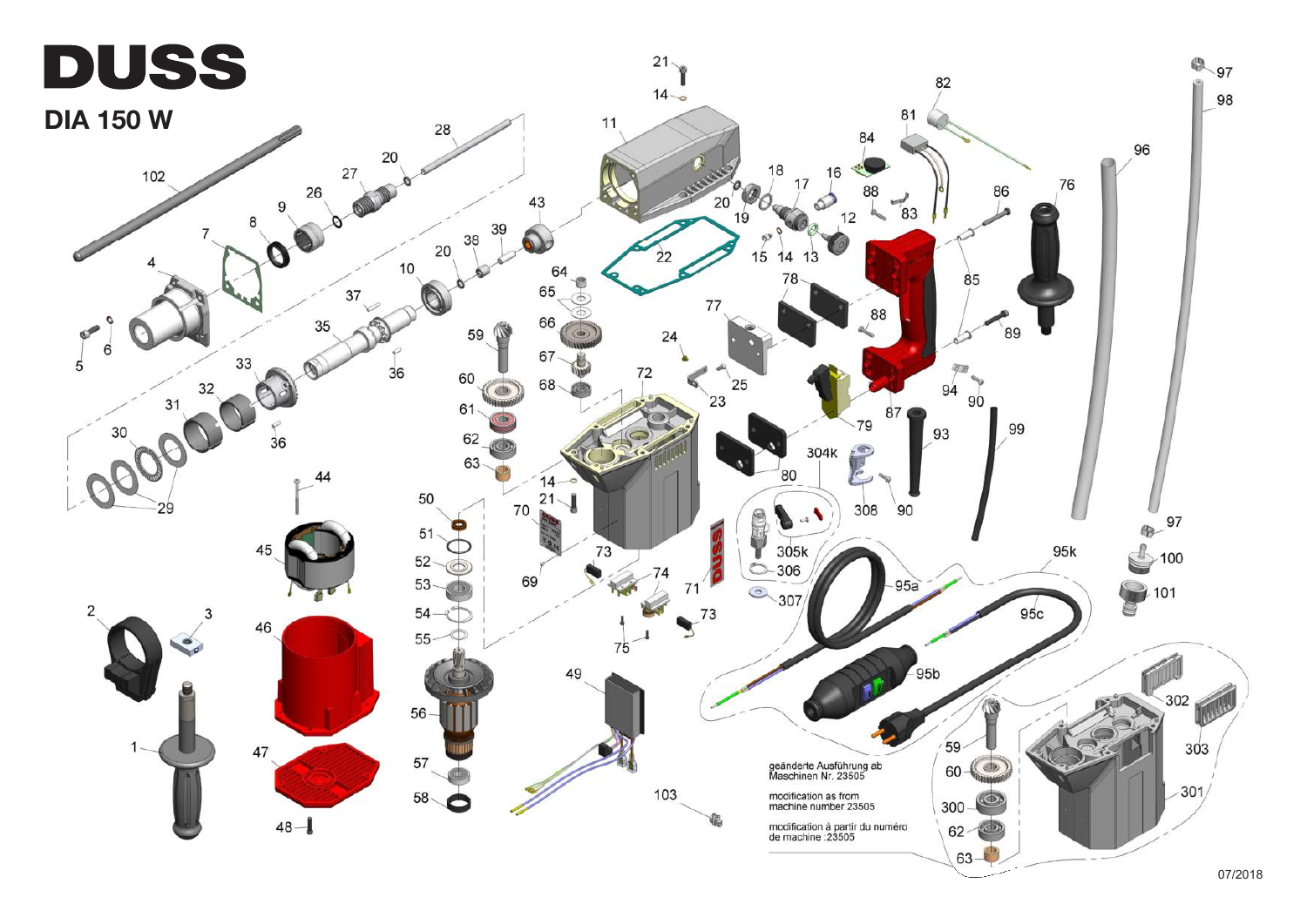# DUSS

## DIA 150 W

geänderte Ausführung ab Maschinen Nr. 23505

modification as from machine number 23505

modification à partir du numéro de machine :23505

07/2018